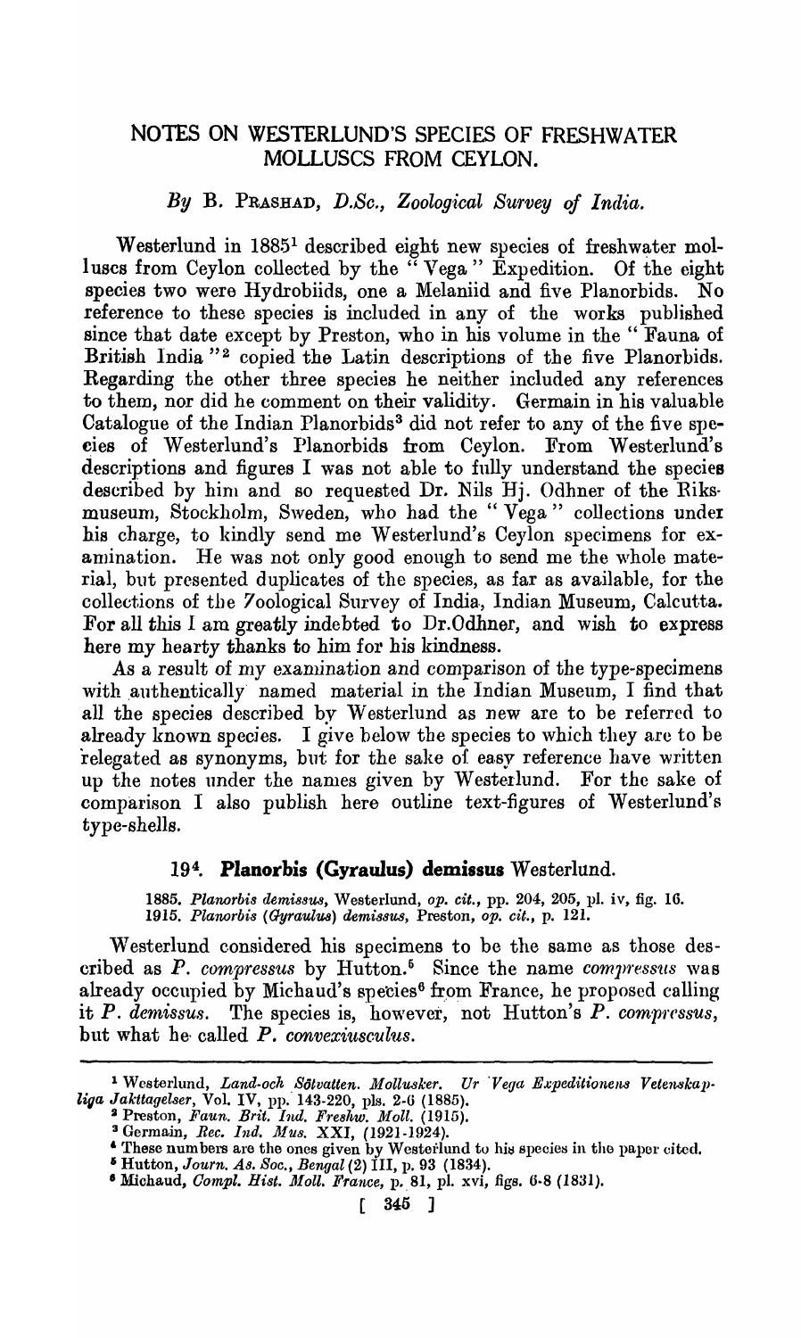# NOTES ON WESTERLUND'S SPECIES OF FRESHWATER MOLLUSCS FROM CEYLON.

*By* B. PRASHAD, *D.Sc., Zoological Survey of India.*

Westerlund in 1885[1] described eight new species of freshwater molluscs from Ceylon collected by the "Vega" Expedition. Of the eight species two were Hydrobiids, one a Melaniid and five Planorbids. No reference to these species is included in any of the works published since that date except by Preston, who in his volume in the "Fauna of British India"[2] copied the Latin descriptions of the five Planorbids. Regarding the other three species he neither included any references to them, nor did he comment on their validity. Germain in his valuable Catalogue of the Indian Planorbids[3] did not refer to any of the five species of Westerlund's Planorbids from Ceylon. From Westerlund's descriptions and figures I was not able to fully understand the species described by him and so requested Dr. Nils Hj. Odhner of the Riksmuseum, Stockholm, Sweden, who had the "Vega" collections under his charge, to kindly send me Westerlund's Ceylon specimens for examination. He was not only good enough to send me the whole material, but presented duplicates of the species, as far as available, for the collections of the Zoological Survey of India, Indian Museum, Calcutta. For all this I am greatly indebted to Dr. Odhner, and wish to express here my hearty thanks to him for his kindness.

As a result of my examination and comparison of the type-specimens with authentically named material in the Indian Museum, I find that all the species described by Westerlund as new are to be referred to already known species. I give below the species to which they are to be relegated as synonyms, but for the sake of easy reference have written up the notes under the names given by Westerlund. For the sake of comparison I also publish here outline text-figures of Westerlund's type-shells.

### 19[4]. Planorbis (Gyraulus) demissus Westerlund.

1885. *Planorbis demissus*, Westerlund, *op. cit.*, pp. 204, 205, pl. iv, fig. 16.
1915. *Planorbis (Gyraulus) demissus*, Preston, *op. cit.*, p. 121.

Westerlund considered his specimens to be the same as those described as *P. compressus* by Hutton.[5] Since the name *compressus* was already occupied by Michaud's species[6] from France, he proposed calling it *P. demissus*. The species is, however, not Hutton's *P. compressus*, but what he called *P. convexiusculus*.

---

[1] Westerlund, *Land-och Sötvatten. Mollusker. Ur Vega Expeditionens Vetenskapliga Jakttagelser*, Vol. IV, pp. 143-220, pls. 2-6 (1885).

[2] Preston, *Faun. Brit. Ind. Freshw. Moll.* (1915).

[3] Germain, *Rec. Ind. Mus.* XXI, (1921-1924).

[4] These numbers are the ones given by Westerlund to his species in the paper cited.

[5] Hutton, *Journ. As. Soc., Bengal* (2) III, p. 93 (1834).

[6] Michaud, *Compl. Hist. Moll. France*, p. 81, pl. xvi, figs. 6-8 (1831).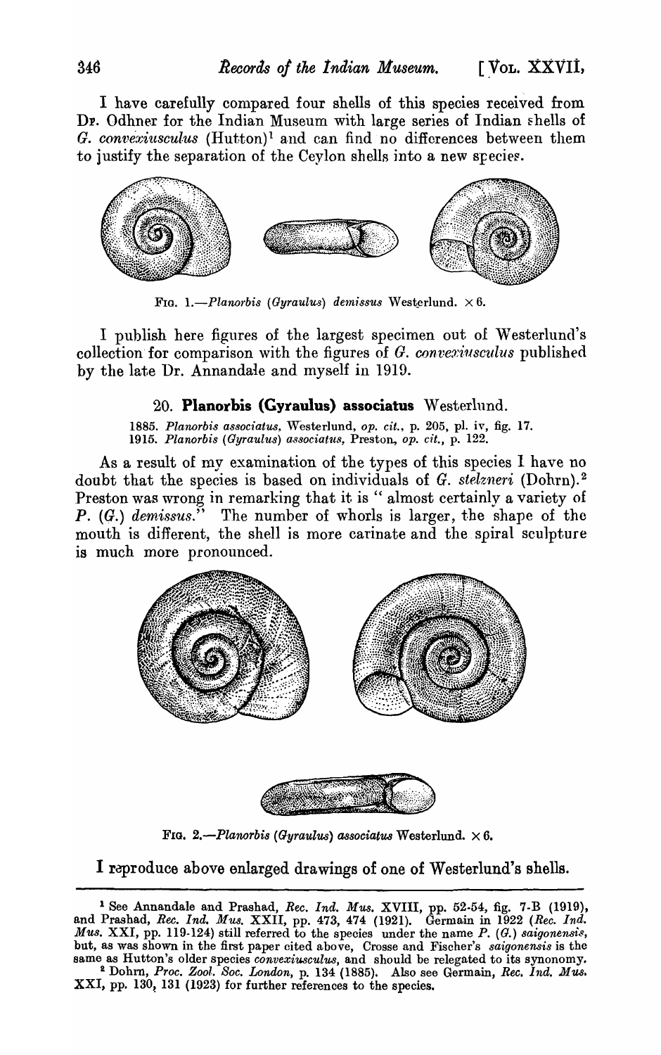I have carefully compared four shells of this species received from Dr. Odhner for the Indian Museum with large series of Indian shells of *G. convexiusculus* (Hutton)[1] and can find no differences between them to justify the separation of the Ceylon shells into a new species.

FIG. 1.—*Planorbis* (*Gyraulus*) *demissus* Westerlund. × 6.

I publish here figures of the largest specimen out of Westerlund's collection for comparison with the figures of *G. convexiusculus* published by the late Dr. Annandale and myself in 1919.

### 20. **Planorbis (Gyraulus) associatus** Westerlund.

1885. *Planorbis associatus*, Westerlund, *op. cit.*, p. 205, pl. iv, fig. 17.
1915. *Planorbis* (*Gyraulus*) *associatus*, Preston, *op. cit.*, p. 122.

As a result of my examination of the types of this species I have no doubt that the species is based on individuals of *G. stelzneri* (Dohrn).[2] Preston was wrong in remarking that it is "almost certainly a variety of *P.* (*G.*) *demissus*." The number of whorls is larger, the shape of the mouth is different, the shell is more carinate and the spiral sculpture is much more pronounced.

FIG. 2.—*Planorbis* (*Gyraulus*) *associatus* Westerlund. × 6.

I reproduce above enlarged drawings of one of Westerlund's shells.

---

[1] See Annandale and Prashad, *Rec. Ind. Mus.* XVIII, pp. 52-54, fig. 7-B (1919), and Prashad, *Rec. Ind. Mus.* XXII, pp. 473, 474 (1921). Germain in 1922 (*Rec. Ind. Mus.* XXI, pp. 119-124) still referred to the species under the name *P.* (*G.*) *saigonensis*, but, as was shown in the first paper cited above, Crosse and Fischer's *saigonensis* is the same as Hutton's older species *convexiusculus*, and should be relegated to its synonomy.

[2] Dohrn, *Proc. Zool. Soc. London*, p. 134 (1885). Also see Germain, *Rec. Ind. Mus.* XXI, pp. 130, 131 (1923) for further references to the species.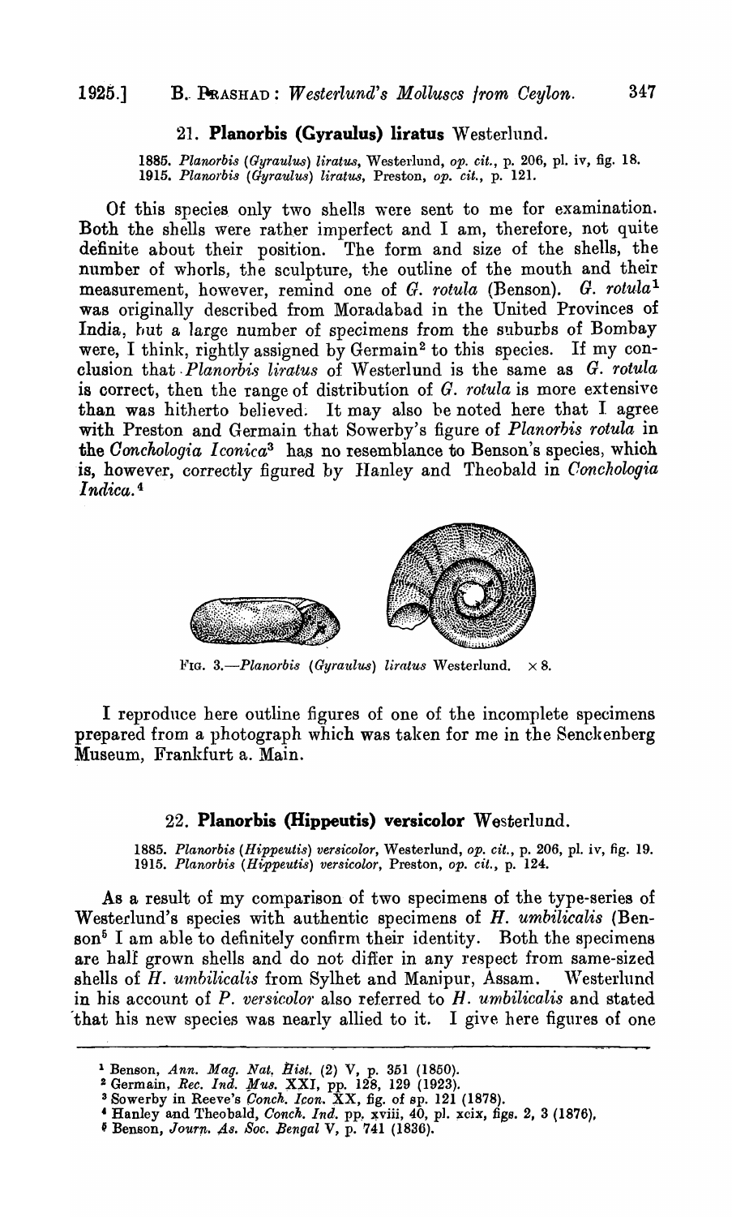## 21. **Planorbis (Gyraulus) liratus** Westerlund.

1885. *Planorbis (Gyraulus) liratus*, Westerlund, *op. cit.*, p. 206, pl. iv, fig. 18.
1915. *Planorbis (Gyraulus) liratus*, Preston, *op. cit.*, p. 121.

Of this species only two shells were sent to me for examination. Both the shells were rather imperfect and I am, therefore, not quite definite about their position. The form and size of the shells, the number of whorls, the sculpture, the outline of the mouth and their measurement, however, remind one of *G. rotula* (Benson). *G. rotula*[1] was originally described from Moradabad in the United Provinces of India, but a large number of specimens from the suburbs of Bombay were, I think, rightly assigned by Germain[2] to this species. If my conclusion that *Planorbis liratus* of Westerlund is the same as *G. rotula* is correct, then the range of distribution of *G. rotula* is more extensive than was hitherto believed. It may also be noted here that I agree with Preston and Germain that Sowerby's figure of *Planorbis rotula* in the *Conchologia Iconica*[3] has no resemblance to Benson's species, which is, however, correctly figured by Hanley and Theobald in *Conchologia Indica.*[4]

FIG. 3.—*Planorbis (Gyraulus) liratus* Westerlund. × 8.

I reproduce here outline figures of one of the incomplete specimens prepared from a photograph which was taken for me in the Senckenberg Museum, Frankfurt a. Main.

## 22. **Planorbis (Hippeutis) versicolor** Westerlund.

1885. *Planorbis (Hippeutis) versicolor*, Westerlund, *op. cit.*, p. 206, pl. iv, fig. 19.
1915. *Planorbis (Hippeutis) versicolor*, Preston, *op. cit.*, p. 124.

As a result of my comparison of two specimens of the type-series of Westerlund's species with authentic specimens of *H. umbilicalis* (Benson[5] I am able to definitely confirm their identity. Both the specimens are half grown shells and do not differ in any respect from same-sized shells of *H. umbilicalis* from Sylhet and Manipur, Assam. Westerlund in his account of *P. versicolor* also referred to *H. umbilicalis* and stated that his new species was nearly allied to it. I give here figures of one

---

[1] Benson, *Ann. Mag. Nat. Hist.* (2) V, p. 351 (1850).
[2] Germain, *Rec. Ind. Mus.* XXI, pp. 128, 129 (1923).
[3] Sowerby in Reeve's *Conch. Icon.* XX, fig. of sp. 121 (1878).
[4] Hanley and Theobald, *Conch. Ind.* pp. xviii, 40, pl. xcix, figs. 2, 3 (1876).
[5] Benson, *Journ. As. Soc. Bengal* V, p. 741 (1836).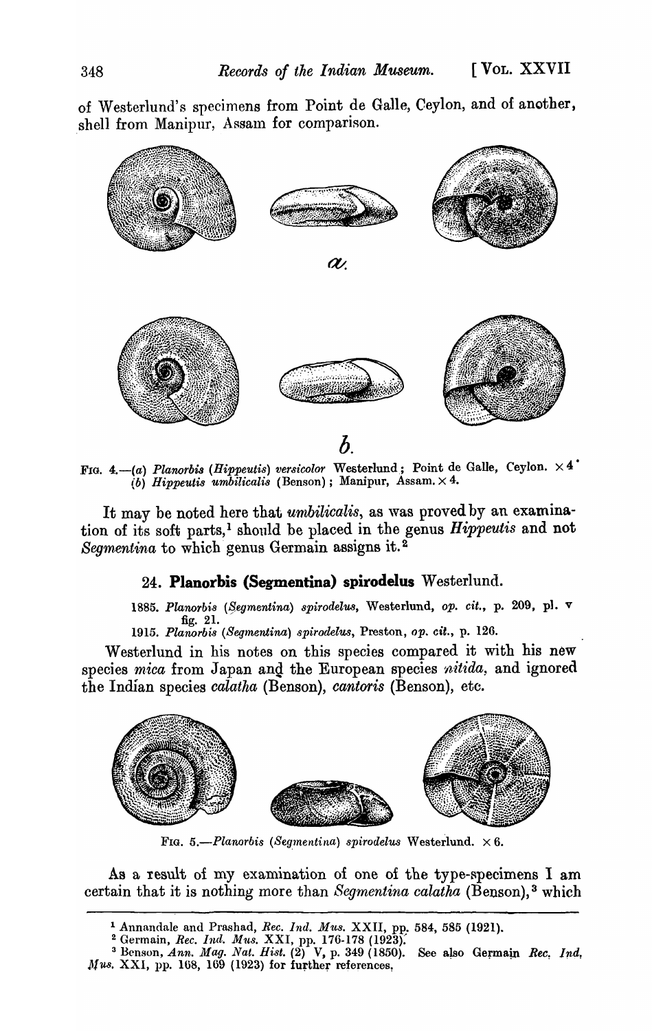of Westerlund's specimens from Point de Galle, Ceylon, and of another, shell from Manipur, Assam for comparison.

FIG. 4.—(*a*) *Planorbis* (*Hippeutis*) *versicolor* Westerlund; Point de Galle, Ceylon. × 4.
(*b*) *Hippeutis umbilicalis* (Benson); Manipur, Assam. × 4.

It may be noted here that *umbilicalis*, as was proved by an examination of its soft parts,[1] should be placed in the genus *Hippeutis* and not *Segmentina* to which genus Germain assigns it.[2]

### 24. Planorbis (Segmentina) spirodelus Westerlund.

1885. *Planorbis* (*Segmentina*) *spirodelus*, Westerlund, *op. cit.*, p. 209, pl. v fig. 21.
1915. *Planorbis* (*Segmentina*) *spirodelus*, Preston, *op. cit.*, p. 126.

Westerlund in his notes on this species compared it with his new species *mica* from Japan and the European species *nitida*, and ignored the Indian species *calatha* (Benson), *cantoris* (Benson), etc.

FIG. 5.—*Planorbis* (*Segmentina*) *spirodelus* Westerlund. × 6.

As a result of my examination of one of the type-specimens I am certain that it is nothing more than *Segmentina calatha* (Benson),[3] which

---

[1] Annandale and Prashad, *Rec. Ind. Mus.* XXII, pp. 584, 585 (1921).
[2] Germain, *Rec. Ind. Mus.* XXI, pp. 176-178 (1923).
[3] Benson, *Ann. Mag. Nat. Hist.* (2) V, p. 349 (1850). See also Germain *Rec. Ind. Mus.* XXI, pp. 168, 169 (1923) for further references.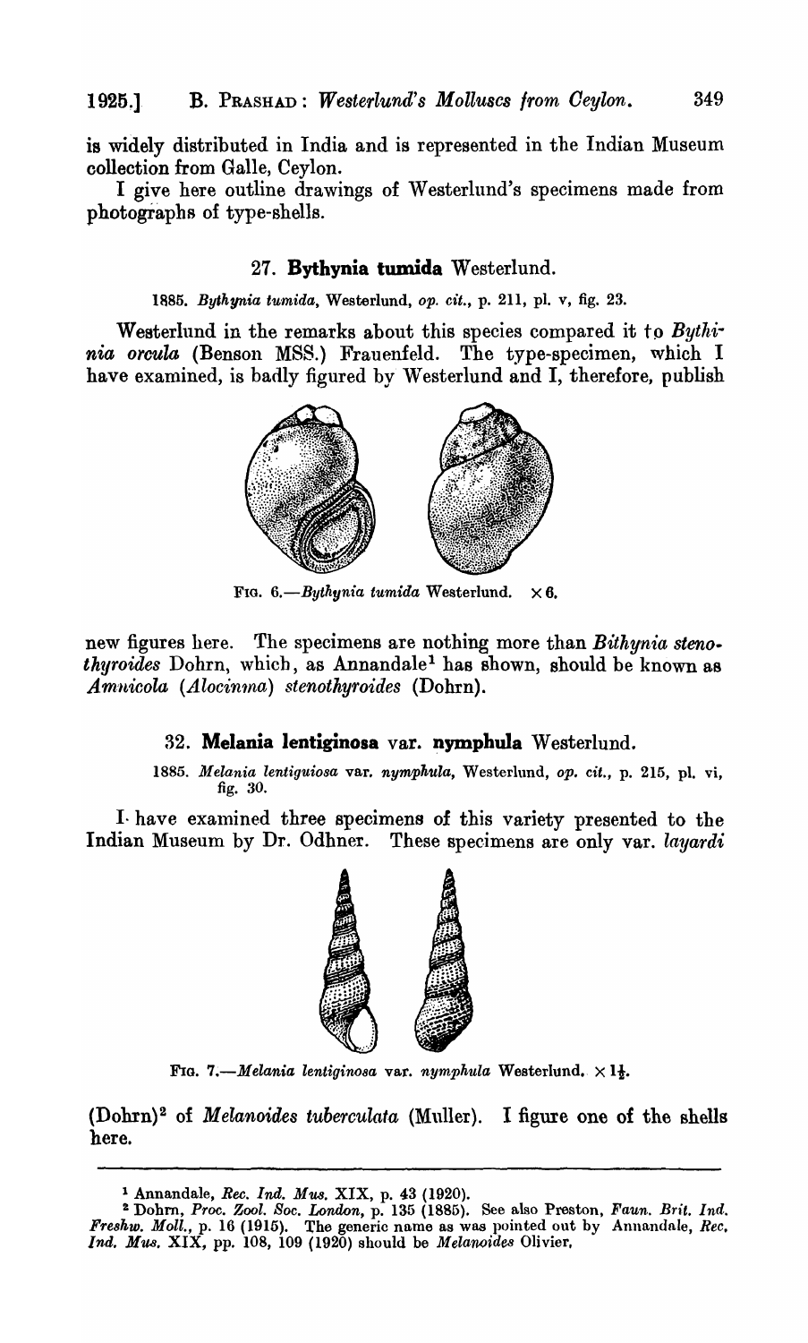is widely distributed in India and is represented in the Indian Museum collection from Galle, Ceylon.

I give here outline drawings of Westerlund's specimens made from photographs of type-shells.

### 27. **Bythynia tumida** Westerlund.

1885. *Bythynia tumida*, Westerlund, *op. cit.*, p. 211, pl. v, fig. 23.

Westerlund in the remarks about this species compared it to *Bythinia orcula* (Benson MSS.) Frauenfeld. The type-specimen, which I have examined, is badly figured by Westerlund and I, therefore, publish

FIG. 6.—*Bythynia tumida* Westerlund. ×6.

new figures here. The specimens are nothing more than *Bithynia stenothyroides* Dohrn, which, as Annandale[1] has shown, should be known as *Amnicola* (*Alocinma*) *stenothyroides* (Dohrn).

### 32. **Melania lentiginosa** var. **nymphula** Westerlund.

1885. *Melania lentiguiosa* var. *nymphula*, Westerlund, *op. cit.*, p. 215, pl. vi, fig. 30.

I have examined three specimens of this variety presented to the Indian Museum by Dr. Odhner. These specimens are only var. *layardi*

FIG. 7.—*Melania lentiginosa* var. *nymphula* Westerlund. ×1½.

(Dohrn)[2] of *Melanoides tuberculata* (Muller). I figure one of the shells here.

---

[1] Annandale, *Rec. Ind. Mus.* XIX, p. 43 (1920).

[2] Dohrn, *Proc. Zool. Soc. London*, p. 135 (1885). See also Preston, *Faun. Brit. Ind. Freshw. Moll.*, p. 16 (1915). The generic name as was pointed out by Annandale, *Rec. Ind. Mus.* XIX, pp. 108, 109 (1920) should be *Melanoides* Olivier.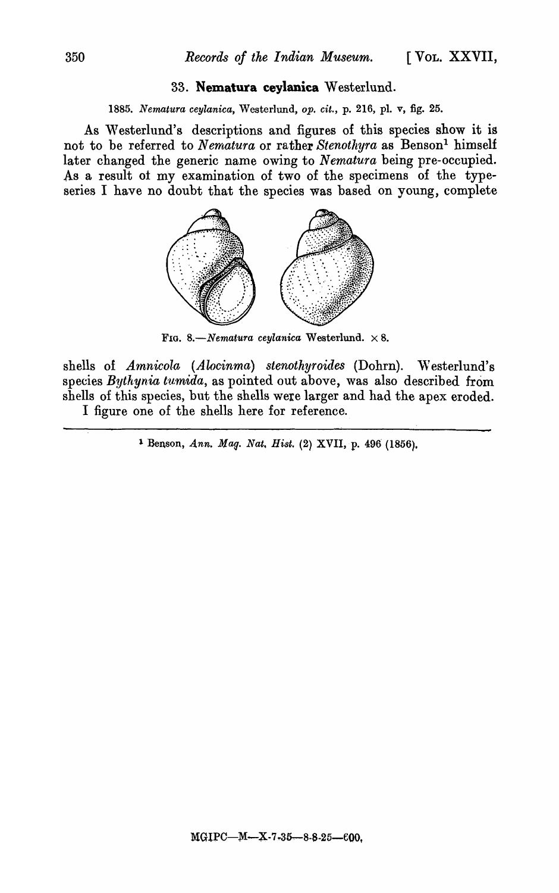### 33. **Nematura ceylanica** Westerlund.

1885. *Nematura ceylanica*, Westerlund, *op. cit.*, p. 216, pl. v, fig. 25.

As Westerlund's descriptions and figures of this species show it is not to be referred to *Nematura* or rather *Stenothyra* as Benson[1] himself later changed the generic name owing to *Nematura* being pre-occupied. As a result of my examination of two of the specimens of the type-series I have no doubt that the species was based on young, complete shells of *Amnicola* (*Alocinma*) *stenothyroides* (Dohrn). Westerlund's species *Bythynia tumida*, as pointed out above, was also described from shells of this species, but the shells were larger and had the apex eroded. I figure one of the shells here for reference.

FIG. 8.—*Nematura ceylanica* Westerlund. × 8.

[1] Benson, *Ann. Mag. Nat. Hist.* (2) XVII, p. 496 (1856).

MGIPC—M—X-7-35—8-8-25—600.